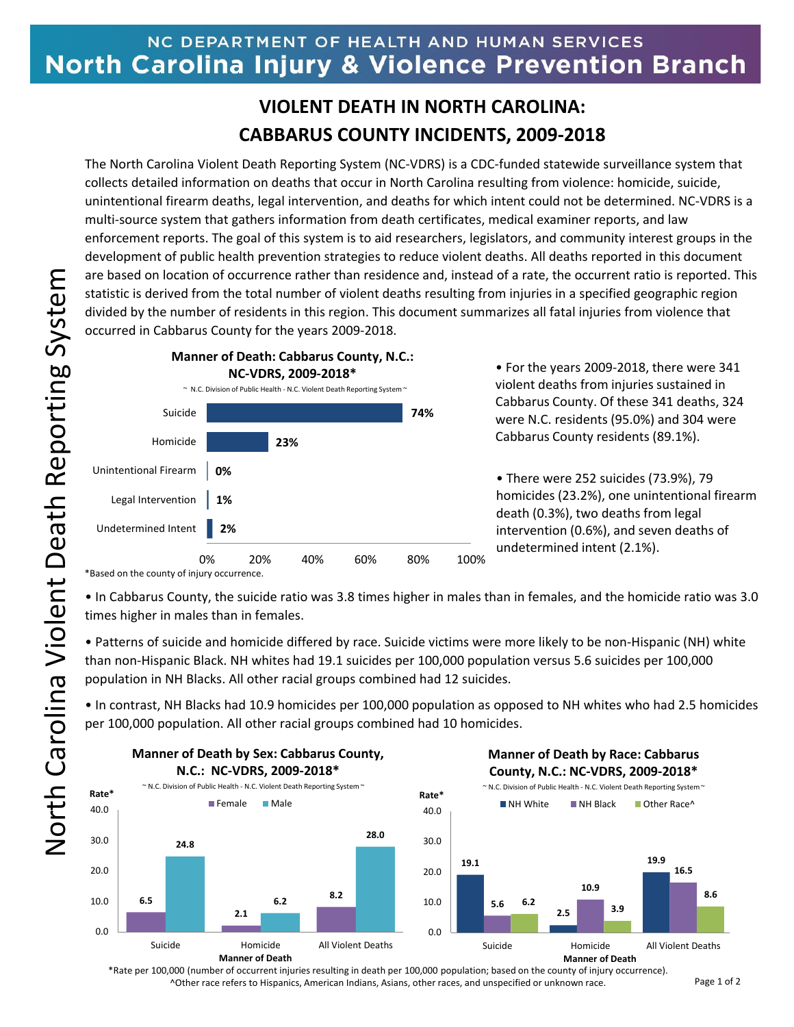NC DEPARTMENT OF HEALTH AND HUMAN SERVICES

**North Carolina Injury & Violence Prevention Branch**

# VIOLENT DEATH IN NORTH CAROLINA: CABBARUS COUNTY INCIDENTS, 2009-2018

The North Carolina Violent Death Reporting System (NC-VDRS) is a CDC-funded statewide surveillance system that collects detailed information on deaths that occur in North Carolina resulting from violence: homicide, suicide, unintentional firearm deaths, legal intervention, and deaths for which intent could not be determined. NC-VDRS is a multi-source system that gathers information from death certificates, medical examiner reports, and law enforcement reports. The goal of this system is to aid researchers, legislators, and community interest groups in the development of public health prevention strategies to reduce violent deaths. All deaths reported in this document are based on location of occurrence rather than residence and, instead of a rate, the occurrent ratio is reported. This statistic is derived from the total number of violent deaths resulting from injuries in a specified geographic region divided by the number of residents in this region. This document summarizes all fatal injuries from violence that occurred in Cabbarus County for the years 2009-2018.

**Manner of Death: Cabbarus County, N.C.: NC-VDRS, 2009-2018***

~ N.C. Division of Public Health - N.C. Violent Death Reporting System ~

| Manner of Death | Percent |
|---|---|
| Suicide | 74% |
| Homicide | 23% |
| Unintentional Firearm | 0% |
| Legal Intervention | 1% |
| Undetermined Intent | 2% |

*Based on the county of injury occurrence.

- For the years 2009-2018, there were 341 violent deaths from injuries sustained in Cabbarus County. Of these 341 deaths, 324 were N.C. residents (95.0%) and 304 were Cabbarus County residents (89.1%).
- There were 252 suicides (73.9%), 79 homicides (23.2%), one unintentional firearm death (0.3%), two deaths from legal intervention (0.6%), and seven deaths of undetermined intent (2.1%).
- In Cabbarus County, the suicide ratio was 3.8 times higher in males than in females, and the homicide ratio was 3.0 times higher in males than in females.
- Patterns of suicide and homicide differed by race. Suicide victims were more likely to be non-Hispanic (NH) white than non-Hispanic Black. NH whites had 19.1 suicides per 100,000 population versus 5.6 suicides per 100,000 population in NH Blacks. All other racial groups combined had 12 suicides.
- In contrast, NH Blacks had 10.9 homicides per 100,000 population as opposed to NH whites who had 2.5 homicides per 100,000 population. All other racial groups combined had 10 homicides.

**Manner of Death by Sex: Cabbarus County, N.C.: NC-VDRS, 2009-2018***

~ N.C. Division of Public Health - N.C. Violent Death Reporting System ~

| Manner of Death | Female (Rate*) | Male (Rate*) |
|---|---|---|
| Suicide | 6.5 | 24.8 |
| Homicide | 2.1 | 6.2 |
| All Violent Deaths | 8.2 | 28.0 |

**Manner of Death by Race: Cabbarus County, N.C.: NC-VDRS, 2009-2018***

~ N.C. Division of Public Health - N.C. Violent Death Reporting System ~

| Manner of Death | NH White (Rate*) | NH Black (Rate*) | Other Race^ (Rate*) |
|---|---|---|---|
| Suicide | 19.1 | 5.6 | 6.2 |
| Homicide | 2.5 | 10.9 | 3.9 |
| All Violent Deaths | 19.9 | 16.5 | 8.6 |

*Rate per 100,000 (number of occurrent injuries resulting in death per 100,000 population; based on the county of injury occurrence).

^Other race refers to Hispanics, American Indians, Asians, other races, and unspecified or unknown race.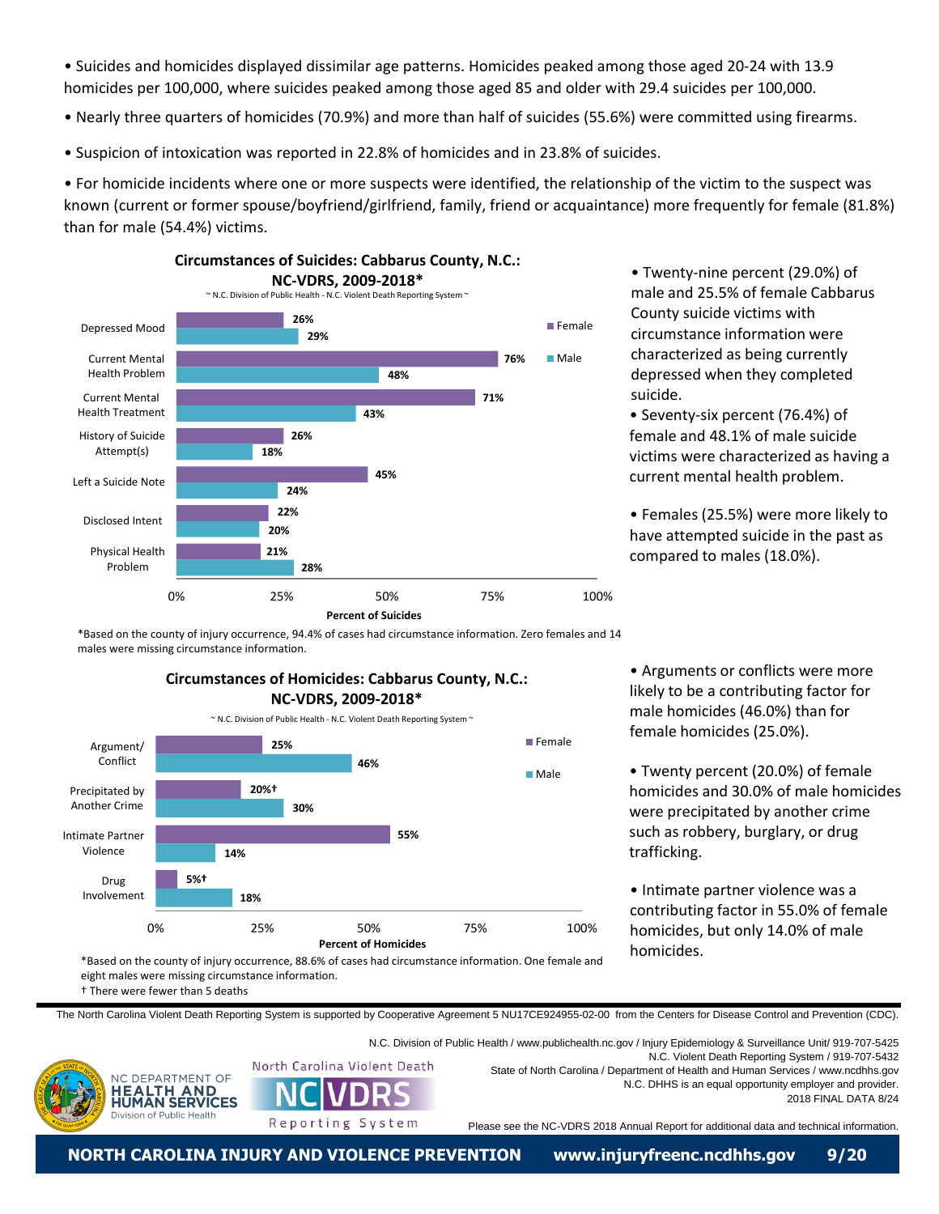• Suicides and homicides displayed dissimilar age patterns. Homicides peaked among those aged 20-24 with 13.9 homicides per 100,000, where suicides peaked among those aged 85 and older with 29.4 suicides per 100,000.

• Nearly three quarters of homicides (70.9%) and more than half of suicides (55.6%) were committed using firearms.

• Suspicion of intoxication was reported in 22.8% of homicides and in 23.8% of suicides.

• For homicide incidents where one or more suspects were identified, the relationship of the victim to the suspect was known (current or former spouse/boyfriend/girlfriend, family, friend or acquaintance) more frequently for female (81.8%) than for male (54.4%) victims.

**Circumstances of Suicides: Cabbarus County, N.C.: NC-VDRS, 2009-2018***

~ N.C. Division of Public Health - N.C. Violent Death Reporting System ~

Female
Male

Depressed Mood: 26%, 29%
Current Mental Health Problem: 76%, 48%
Current Mental Health Treatment: 71%, 43%
History of Suicide Attempt(s): 26%, 18%
Left a Suicide Note: 45%, 24%
Disclosed Intent: 22%, 20%
Physical Health Problem: 21%, 28%

0% 25% 50% 75% 100%

Percent of Suicides

*Based on the county of injury occurrence, 94.4% of cases had circumstance information. Zero females and 14 males were missing circumstance information.

• Twenty-nine percent (29.0%) of male and 25.5% of female Cabbarus County suicide victims with circumstance information were characterized as being currently depressed when they completed suicide.

• Seventy-six percent (76.4%) of female and 48.1% of male suicide victims were characterized as having a current mental health problem.

• Females (25.5%) were more likely to have attempted suicide in the past as compared to males (18.0%).

**Circumstances of Homicides: Cabbarus County, N.C.: NC-VDRS, 2009-2018***

~ N.C. Division of Public Health - N.C. Violent Death Reporting System ~

Female
Male

Argument/ Conflict: 25%, 46%
Precipitated by Another Crime: 20%†, 30%
Intimate Partner Violence: 55%, 14%
Drug Involvement: 5%†, 18%

0% 25% 50% 75% 100%

Percent of Homicides

*Based on the county of injury occurrence, 88.6% of cases had circumstance information. One female and eight males were missing circumstance information.

† There were fewer than 5 deaths

• Arguments or conflicts were more likely to be a contributing factor for male homicides (46.0%) than for female homicides (25.0%).

• Twenty percent (20.0%) of female homicides and 30.0% of male homicides were precipitated by another crime such as robbery, burglary, or drug trafficking.

• Intimate partner violence was a contributing factor in 55.0% of female homicides, but only 14.0% of male homicides.

The North Carolina Violent Death Reporting System is supported by Cooperative Agreement 5 NU17CE924955-02-00 from the Centers for Disease Control and Prevention (CDC).

N.C. Division of Public Health / www.publichealth.nc.gov / Injury Epidemiology & Surveillance Unit/ 919-707-5425
N.C. Violent Death Reporting System / 919-707-5432
State of North Carolina / Department of Health and Human Services / www.ncdhhs.gov
N.C. DHHS is an equal opportunity employer and provider.
2018 FINAL DATA 8/24

Please see the NC-VDRS 2018 Annual Report for additional data and technical information.